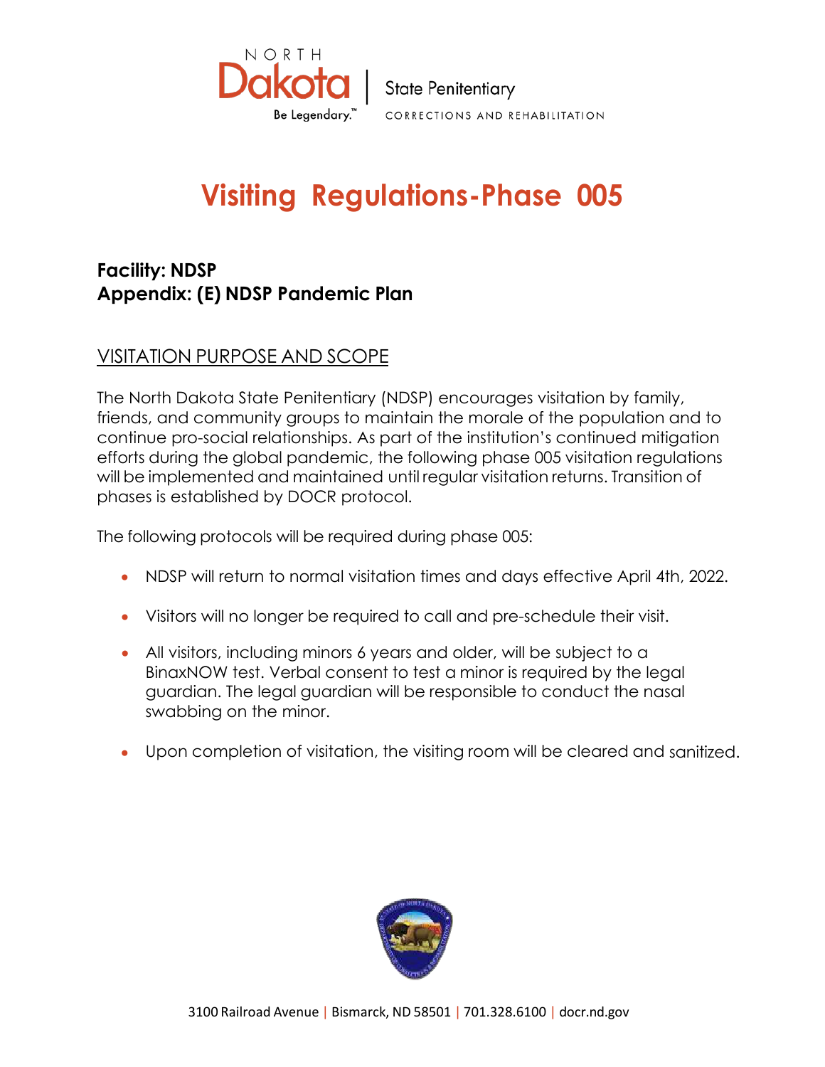NORTH Dakota | State Penitentiary

Be Legendary.™ CORRECTIONS AND REHABILITATION

# Visiting Regulations-Phase 005

**Facility: NDSP**
**Appendix: (E) NDSP Pandemic Plan**

## VISITATION PURPOSE AND SCOPE

The North Dakota State Penitentiary (NDSP) encourages visitation by family, friends, and community groups to maintain the morale of the population and to continue pro-social relationships. As part of the institution's continued mitigation efforts during the global pandemic, the following phase 005 visitation regulations will be implemented and maintained until regular visitation returns. Transition of phases is established by DOCR protocol.

The following protocols will be required during phase 005:

- NDSP will return to normal visitation times and days effective April 4th, 2022.
- Visitors will no longer be required to call and pre-schedule their visit.
- All visitors, including minors 6 years and older, will be subject to a BinaxNOW test. Verbal consent to test a minor is required by the legal guardian. The legal guardian will be responsible to conduct the nasal swabbing on the minor.
- Upon completion of visitation, the visiting room will be cleared and sanitized.

3100 Railroad Avenue | Bismarck, ND 58501 | 701.328.6100 | docr.nd.gov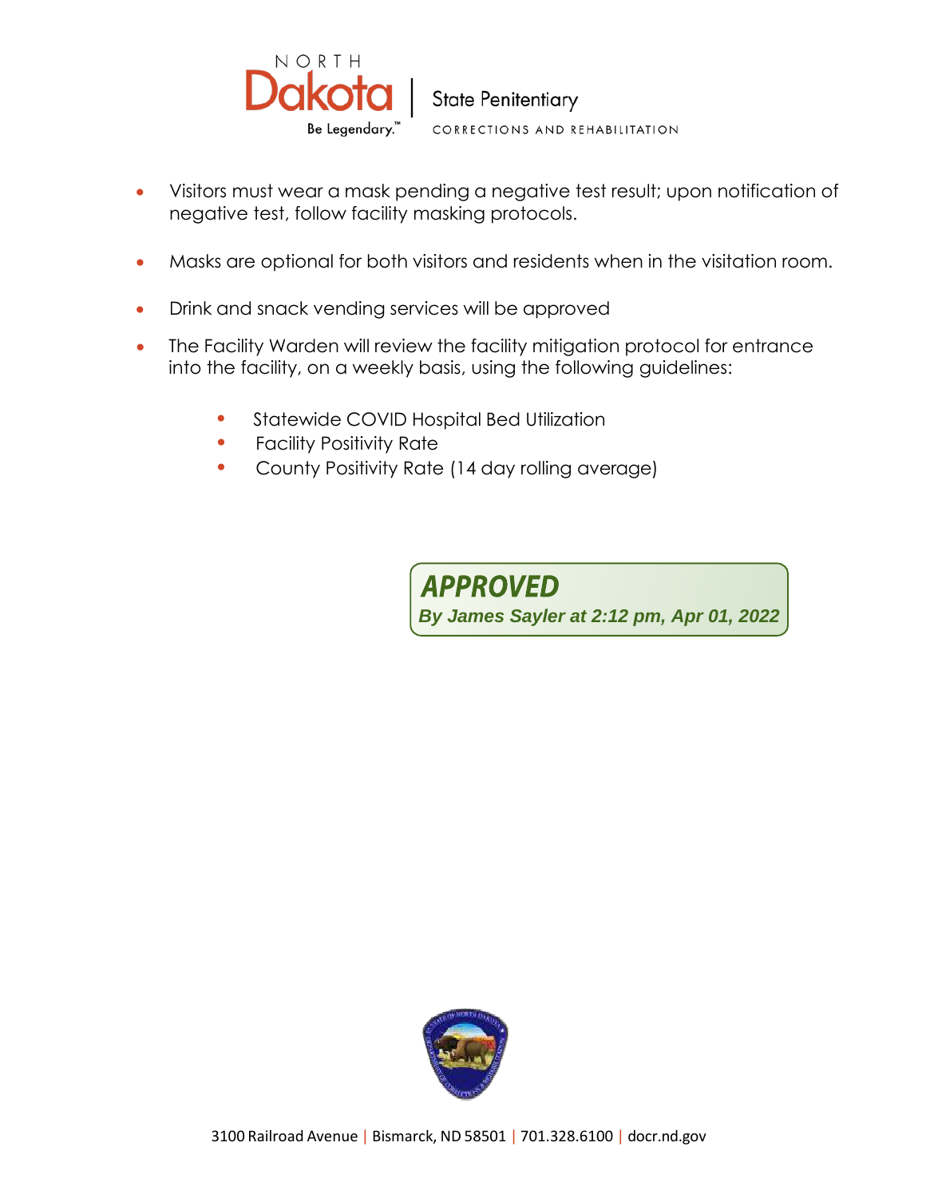- Visitors must wear a mask pending a negative test result; upon notification of negative test, follow facility masking protocols.
- Masks are optional for both visitors and residents when in the visitation room.
- Drink and snack vending services will be approved
- The Facility Warden will review the facility mitigation protocol for entrance into the facility, on a weekly basis, using the following guidelines:
  - Statewide COVID Hospital Bed Utilization
  - Facility Positivity Rate
  - County Positivity Rate (14 day rolling average)

**APPROVED**
*By James Sayler at 2:12 pm, Apr 01, 2022*